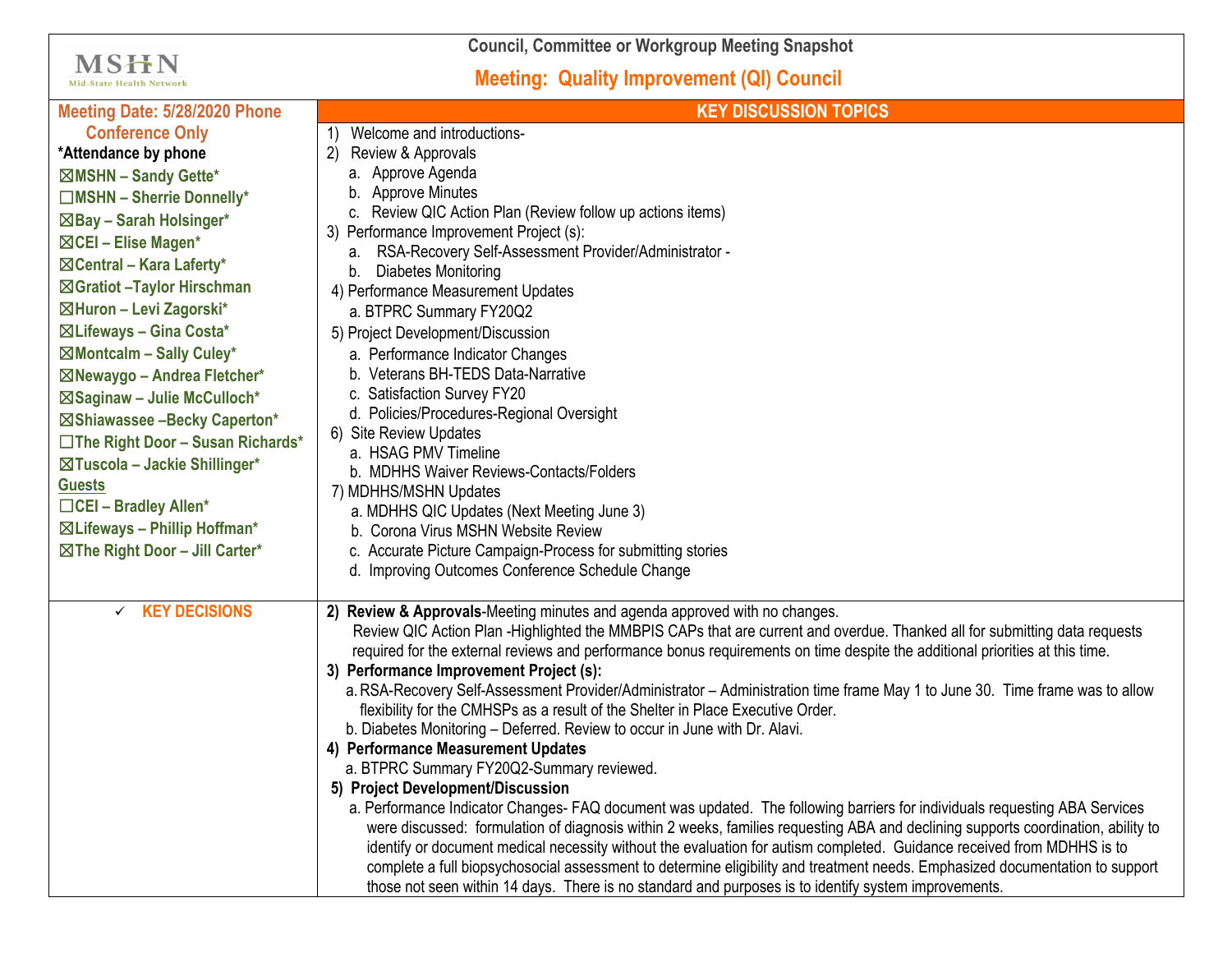MSHN Mid-State Health Network

# Council, Committee or Workgroup Meeting Snapshot

## Meeting: Quality Improvement (QI) Council

**Meeting Date: 5/28/2020 Phone Conference Only**

**\*Attendance by phone**

- ☒MSHN – Sandy Gette*
- ☐MSHN – Sherrie Donnelly*
- ☒Bay – Sarah Holsinger*
- ☒CEI – Elise Magen*
- ☒Central – Kara Laferty*
- ☒Gratiot –Taylor Hirschman
- ☒Huron – Levi Zagorski*
- ☒Lifeways – Gina Costa*
- ☒Montcalm – Sally Culey*
- ☒Newaygo – Andrea Fletcher*
- ☒Saginaw – Julie McCulloch*
- ☒Shiawassee –Becky Caperton*
- ☐The Right Door – Susan Richards*
- ☒Tuscola – Jackie Shillinger*

**Guests**

- ☐CEI – Bradley Allen*
- ☒Lifeways – Phillip Hoffman*
- ☒The Right Door – Jill Carter*

## KEY DISCUSSION TOPICS

1) Welcome and introductions-
2) Review & Approvals
   a. Approve Agenda
   b. Approve Minutes
   c. Review QIC Action Plan (Review follow up actions items)
3) Performance Improvement Project (s):
   a. RSA-Recovery Self-Assessment Provider/Administrator -
   b. Diabetes Monitoring
4) Performance Measurement Updates
   a. BTPRC Summary FY20Q2
5) Project Development/Discussion
   a. Performance Indicator Changes
   b. Veterans BH-TEDS Data-Narrative
   c. Satisfaction Survey FY20
   d. Policies/Procedures-Regional Oversight
6) Site Review Updates
   a. HSAG PMV Timeline
   b. MDHHS Waiver Reviews-Contacts/Folders
7) MDHHS/MSHN Updates
   a. MDHHS QIC Updates (Next Meeting June 3)
   b. Corona Virus MSHN Website Review
   c. Accurate Picture Campaign-Process for submitting stories
   d. Improving Outcomes Conference Schedule Change

## ✓ KEY DECISIONS

**2) Review & Approvals**-Meeting minutes and agenda approved with no changes.
Review QIC Action Plan -Highlighted the MMBPIS CAPs that are current and overdue. Thanked all for submitting data requests required for the external reviews and performance bonus requirements on time despite the additional priorities at this time.

**3) Performance Improvement Project (s):**

a. RSA-Recovery Self-Assessment Provider/Administrator – Administration time frame May 1 to June 30. Time frame was to allow flexibility for the CMHSPs as a result of the Shelter in Place Executive Order.

b. Diabetes Monitoring – Deferred. Review to occur in June with Dr. Alavi.

**4) Performance Measurement Updates**

a. BTPRC Summary FY20Q2-Summary reviewed.

**5) Project Development/Discussion**

a. Performance Indicator Changes- FAQ document was updated. The following barriers for individuals requesting ABA Services were discussed: formulation of diagnosis within 2 weeks, families requesting ABA and declining supports coordination, ability to identify or document medical necessity without the evaluation for autism completed. Guidance received from MDHHS is to complete a full biopsychosocial assessment to determine eligibility and treatment needs. Emphasized documentation to support those not seen within 14 days. There is no standard and purposes is to identify system improvements.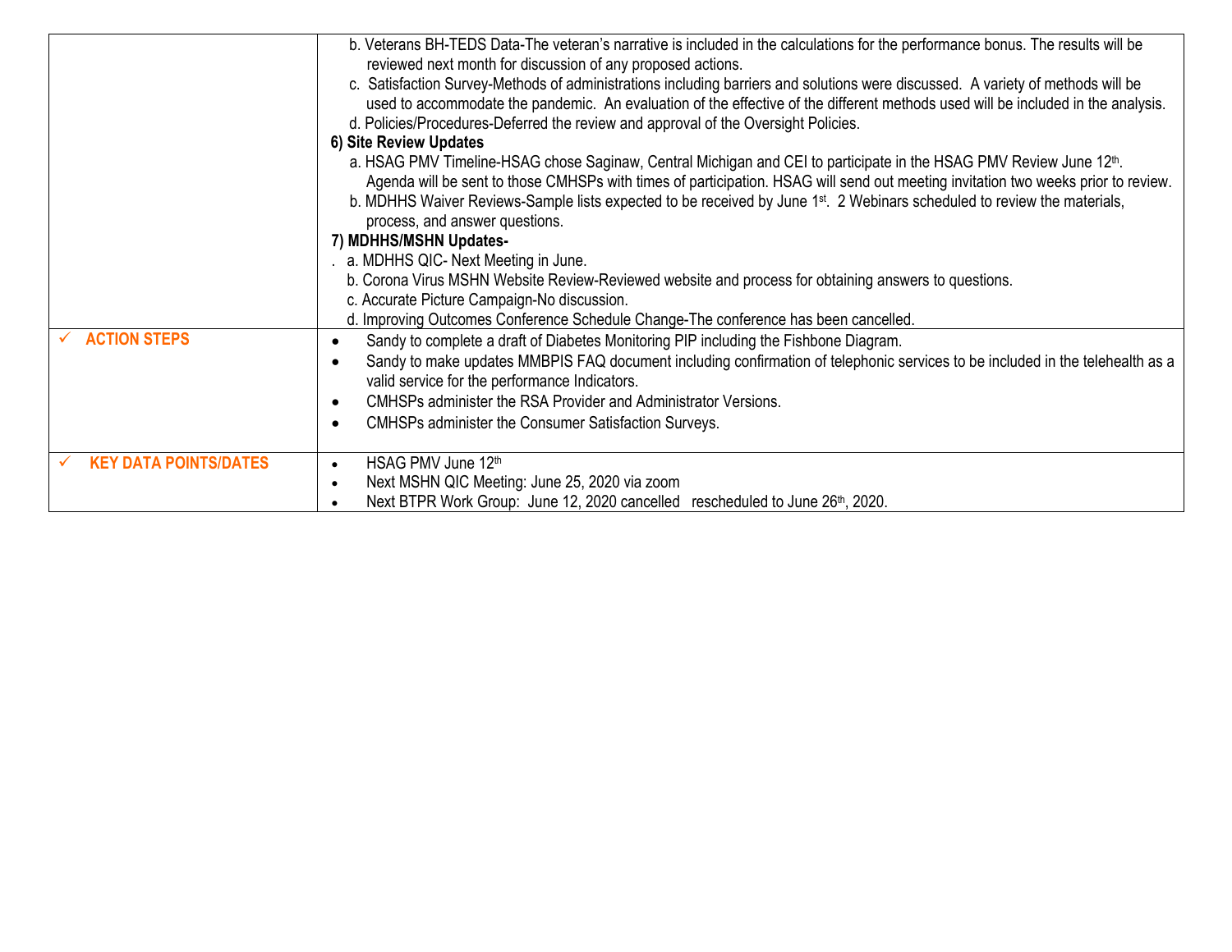| | |
|---|---|
| | b. Veterans BH-TEDS Data-The veteran's narrative is included in the calculations for the performance bonus. The results will be reviewed next month for discussion of any proposed actions.<br>c. Satisfaction Survey-Methods of administrations including barriers and solutions were discussed. A variety of methods will be used to accommodate the pandemic. An evaluation of the effective of the different methods used will be included in the analysis.<br>d. Policies/Procedures-Deferred the review and approval of the Oversight Policies.<br>**6) Site Review Updates**<br>a. HSAG PMV Timeline-HSAG chose Saginaw, Central Michigan and CEI to participate in the HSAG PMV Review June 12th. Agenda will be sent to those CMHSPs with times of participation. HSAG will send out meeting invitation two weeks prior to review.<br>b. MDHHS Waiver Reviews-Sample lists expected to be received by June 1st. 2 Webinars scheduled to review the materials, process, and answer questions.<br>**7) MDHHS/MSHN Updates-**<br>. a. MDHHS QIC- Next Meeting in June.<br>b. Corona Virus MSHN Website Review-Reviewed website and process for obtaining answers to questions.<br>c. Accurate Picture Campaign-No discussion.<br>d. Improving Outcomes Conference Schedule Change-The conference has been cancelled. |
| ✓ **ACTION STEPS** | • Sandy to complete a draft of Diabetes Monitoring PIP including the Fishbone Diagram.<br>• Sandy to make updates MMBPIS FAQ document including confirmation of telephonic services to be included in the telehealth as a valid service for the performance Indicators.<br>• CMHSPs administer the RSA Provider and Administrator Versions.<br>• CMHSPs administer the Consumer Satisfaction Surveys. |
| ✓ **KEY DATA POINTS/DATES** | • HSAG PMV June 12th<br>• Next MSHN QIC Meeting: June 25, 2020 via zoom<br>• Next BTPR Work Group: June 12, 2020 cancelled rescheduled to June 26th, 2020. |